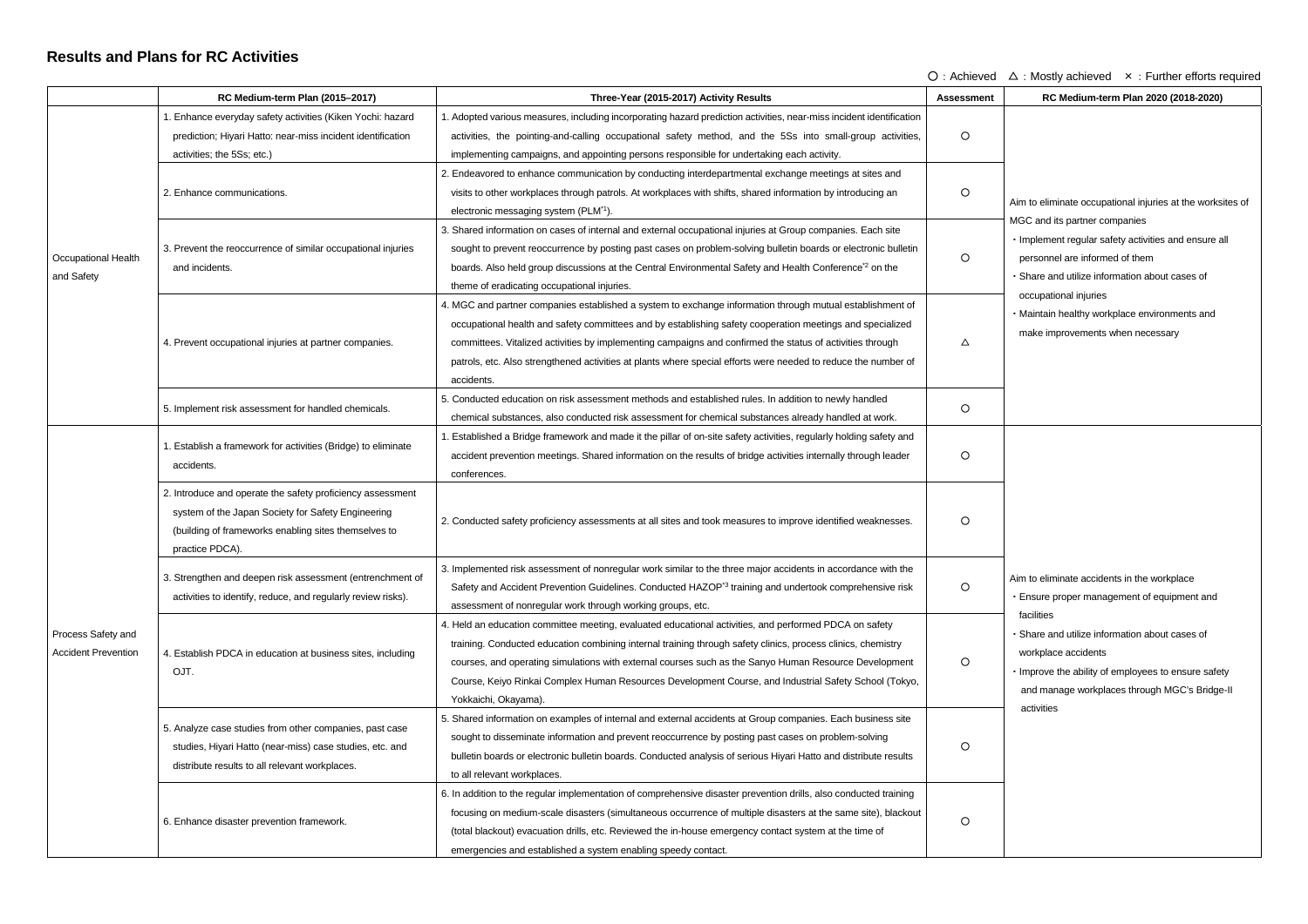## Results and Plans for RC Activities

○ : Achieved △ : Mostly achieved × : Further efforts required

| | RC Medium-term Plan (2015–2017) | Three-Year (2015-2017) Activity Results | Assessment | RC Medium-term Plan 2020 (2018-2020) |
|---|---|---|---|---|
| Occupational Health and Safety | 1. Enhance everyday safety activities (Kiken Yochi: hazard prediction; Hiyari Hatto: near-miss incident identification activities; the 5Ss; etc.) | 1. Adopted various measures, including incorporating hazard prediction activities, near-miss incident identification activities, the pointing-and-calling occupational safety method, and the 5Ss into small-group activities, implementing campaigns, and appointing persons responsible for undertaking each activity. | ○ | Aim to eliminate occupational injuries at the worksites of MGC and its partner companies<br>・Implement regular safety activities and ensure all personnel are informed of them<br>・Share and utilize information about cases of occupational injuries<br>・Maintain healthy workplace environments and make improvements when necessary |
| | 2. Enhance communications. | 2. Endeavored to enhance communication by conducting interdepartmental exchange meetings at sites and visits to other workplaces through patrols. At workplaces with shifts, shared information by introducing an electronic messaging system (PLM[*1]). | ○ | |
| | 3. Prevent the reoccurrence of similar occupational injuries and incidents. | 3. Shared information on cases of internal and external occupational injuries at Group companies. Each site sought to prevent reoccurrence by posting past cases on problem-solving bulletin boards or electronic bulletin boards. Also held group discussions at the Central Environmental Safety and Health Conference[*2] on the theme of eradicating occupational injuries. | ○ | |
| | 4. Prevent occupational injuries at partner companies. | 4. MGC and partner companies established a system to exchange information through mutual establishment of occupational health and safety committees and by establishing safety cooperation meetings and specialized committees. Vitalized activities by implementing campaigns and confirmed the status of activities through patrols, etc. Also strengthened activities at plants where special efforts were needed to reduce the number of accidents. | △ | |
| | 5. Implement risk assessment for handled chemicals. | 5. Conducted education on risk assessment methods and established rules. In addition to newly handled chemical substances, also conducted risk assessment for chemical substances already handled at work. | ○ | |
| Process Safety and Accident Prevention | 1. Establish a framework for activities (Bridge) to eliminate accidents. | 1. Established a Bridge framework and made it the pillar of on-site safety activities, regularly holding safety and accident prevention meetings. Shared information on the results of bridge activities internally through leader conferences. | ○ | Aim to eliminate accidents in the workplace<br>・Ensure proper management of equipment and facilities<br>・Share and utilize information about cases of workplace accidents<br>・Improve the ability of employees to ensure safety and manage workplaces through MGC's Bridge-II activities |
| | 2. Introduce and operate the safety proficiency assessment system of the Japan Society for Safety Engineering (building of frameworks enabling sites themselves to practice PDCA). | 2. Conducted safety proficiency assessments at all sites and took measures to improve identified weaknesses. | ○ | |
| | 3. Strengthen and deepen risk assessment (entrenchment of activities to identify, reduce, and regularly review risks). | 3. Implemented risk assessment of nonregular work similar to the three major accidents in accordance with the Safety and Accident Prevention Guidelines. Conducted HAZOP[*3] training and undertook comprehensive risk assessment of nonregular work through working groups, etc. | ○ | |
| | 4. Establish PDCA in education at business sites, including OJT. | 4. Held an education committee meeting, evaluated educational activities, and performed PDCA on safety training. Conducted education combining internal training through safety clinics, process clinics, chemistry courses, and operating simulations with external courses such as the Sanyo Human Resource Development Course, Keiyo Rinkai Complex Human Resources Development Course, and Industrial Safety School (Tokyo, Yokkaichi, Okayama). | ○ | |
| | 5. Analyze case studies from other companies, past case studies, Hiyari Hatto (near-miss) case studies, etc. and distribute results to all relevant workplaces. | 5. Shared information on examples of internal and external accidents at Group companies. Each business site sought to disseminate information and prevent reoccurrence by posting past cases on problem-solving bulletin boards or electronic bulletin boards. Conducted analysis of serious Hiyari Hatto and distribute results to all relevant workplaces. | ○ | |
| | 6. Enhance disaster prevention framework. | 6. In addition to the regular implementation of comprehensive disaster prevention drills, also conducted training focusing on medium-scale disasters (simultaneous occurrence of multiple disasters at the same site), blackout (total blackout) evacuation drills, etc. Reviewed the in-house emergency contact system at the time of emergencies and established a system enabling speedy contact. | ○ | |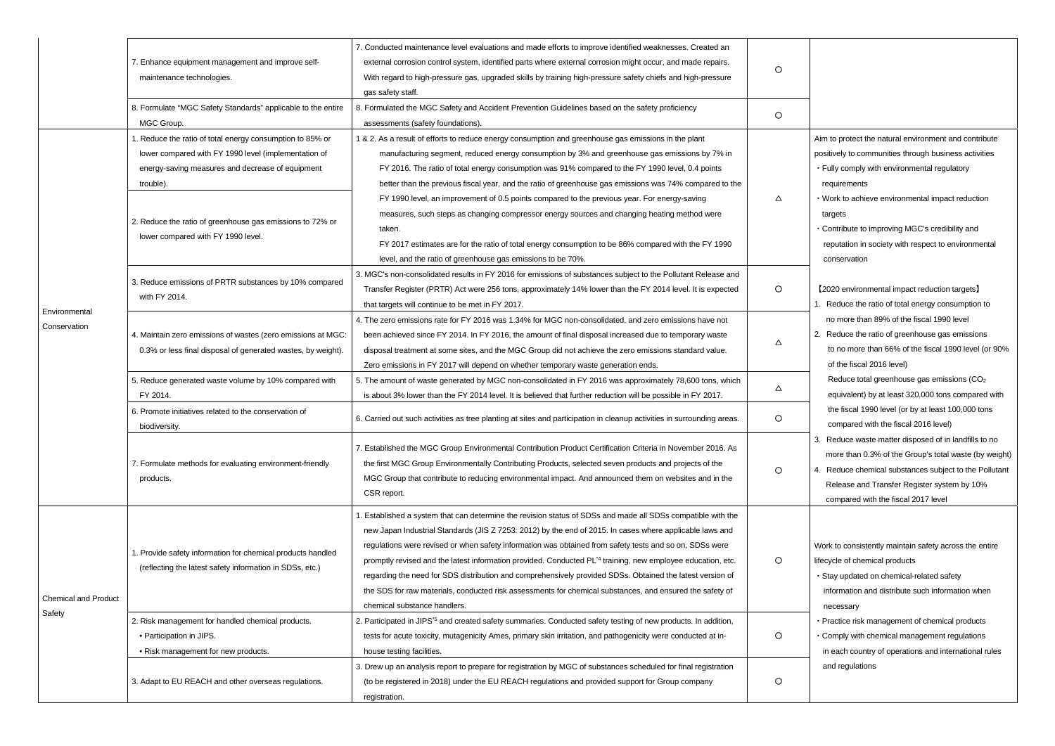| | | | | |
|---|---|---|---|---|
| | 7. Enhance equipment management and improve self-maintenance technologies. | 7. Conducted maintenance level evaluations and made efforts to improve identified weaknesses. Created an external corrosion control system, identified parts where external corrosion might occur, and made repairs. With regard to high-pressure gas, upgraded skills by training high-pressure safety chiefs and high-pressure gas safety staff. | ○ | |
| | 8. Formulate "MGC Safety Standards" applicable to the entire MGC Group. | 8. Formulated the MGC Safety and Accident Prevention Guidelines based on the safety proficiency assessments (safety foundations). | ○ | |
| Environmental Conservation | 1. Reduce the ratio of total energy consumption to 85% or lower compared with FY 1990 level (implementation of energy-saving measures and decrease of equipment trouble).<br>2. Reduce the ratio of greenhouse gas emissions to 72% or lower compared with FY 1990 level. | 1 & 2. As a result of efforts to reduce energy consumption and greenhouse gas emissions in the plant manufacturing segment, reduced energy consumption by 3% and greenhouse gas emissions by 7% in FY 2016. The ratio of total energy consumption was 91% compared to the FY 1990 level, 0.4 points better than the previous fiscal year, and the ratio of greenhouse gas emissions was 74% compared to the FY 1990 level, an improvement of 0.5 points compared to the previous year. For energy-saving measures, such steps as changing compressor energy sources and changing heating method were taken.<br>FY 2017 estimates are for the ratio of total energy consumption to be 86% compared with the FY 1990 level, and the ratio of greenhouse gas emissions to be 70%. | △ | Aim to protect the natural environment and contribute positively to communities through business activities<br>・Fully comply with environmental regulatory requirements<br>・Work to achieve environmental impact reduction targets<br>・Contribute to improving MGC's credibility and reputation in society with respect to environmental conservation<br><br>【2020 environmental impact reduction targets】<br>1. Reduce the ratio of total energy consumption to no more than 89% of the fiscal 1990 level<br>2. Reduce the ratio of greenhouse gas emissions to no more than 66% of the fiscal 1990 level (or 90% of the fiscal 2016 level)<br>Reduce total greenhouse gas emissions ($CO_2$ equivalent) by at least 320,000 tons compared with the fiscal 1990 level (or by at least 100,000 tons compared with the fiscal 2016 level)<br>3. Reduce waste matter disposed of in landfills to no more than 0.3% of the Group's total waste (by weight)<br>4. Reduce chemical substances subject to the Pollutant Release and Transfer Register system by 10% compared with the fiscal 2017 level |
| | 3. Reduce emissions of PRTR substances by 10% compared with FY 2014. | 3. MGC's non-consolidated results in FY 2016 for emissions of substances subject to the Pollutant Release and Transfer Register (PRTR) Act were 256 tons, approximately 14% lower than the FY 2014 level. It is expected that targets will continue to be met in FY 2017. | ○ | |
| | 4. Maintain zero emissions of wastes (zero emissions at MGC: 0.3% or less final disposal of generated wastes, by weight). | 4. The zero emissions rate for FY 2016 was 1.34% for MGC non-consolidated, and zero emissions have not been achieved since FY 2014. In FY 2016, the amount of final disposal increased due to temporary waste disposal treatment at some sites, and the MGC Group did not achieve the zero emissions standard value. Zero emissions in FY 2017 will depend on whether temporary waste generation ends. | △ | |
| | 5. Reduce generated waste volume by 10% compared with FY 2014. | 5. The amount of waste generated by MGC non-consolidated in FY 2016 was approximately 78,600 tons, which is about 3% lower than the FY 2014 level. It is believed that further reduction will be possible in FY 2017. | △ | |
| | 6. Promote initiatives related to the conservation of biodiversity. | 6. Carried out such activities as tree planting at sites and participation in cleanup activities in surrounding areas. | ○ | |
| | 7. Formulate methods for evaluating environment-friendly products. | 7. Established the MGC Group Environmental Contribution Product Certification Criteria in November 2016. As the first MGC Group Environmentally Contributing Products, selected seven products and projects of the MGC Group that contribute to reducing environmental impact. And announced them on websites and in the CSR report. | ○ | |
| Chemical and Product Safety | 1. Provide safety information for chemical products handled (reflecting the latest safety information in SDSs, etc.) | 1. Established a system that can determine the revision status of SDSs and made all SDSs compatible with the new Japan Industrial Standards (JIS Z 7253: 2012) by the end of 2015. In cases where applicable laws and regulations were revised or when safety information was obtained from safety tests and so on, SDSs were promptly revised and the latest information provided. Conducted PL[*4] training, new employee education, etc. regarding the need for SDS distribution and comprehensively provided SDSs. Obtained the latest version of the SDS for raw materials, conducted risk assessments for chemical substances, and ensured the safety of chemical substance handlers. | ○ | Work to consistently maintain safety across the entire lifecycle of chemical products<br>・Stay updated on chemical-related safety information and distribute such information when necessary<br>・Practice risk management of chemical products<br>・Comply with chemical management regulations in each country of operations and international rules and regulations |
| | 2. Risk management for handled chemical products.<br>• Participation in JIPS.<br>• Risk management for new products. | 2. Participated in JIPS[*5] and created safety summaries. Conducted safety testing of new products. In addition, tests for acute toxicity, mutagenicity Ames, primary skin irritation, and pathogenicity were conducted at in-house testing facilities. | ○ | |
| | 3. Adapt to EU REACH and other overseas regulations. | 3. Drew up an analysis report to prepare for registration by MGC of substances scheduled for final registration (to be registered in 2018) under the EU REACH regulations and provided support for Group company registration. | ○ | |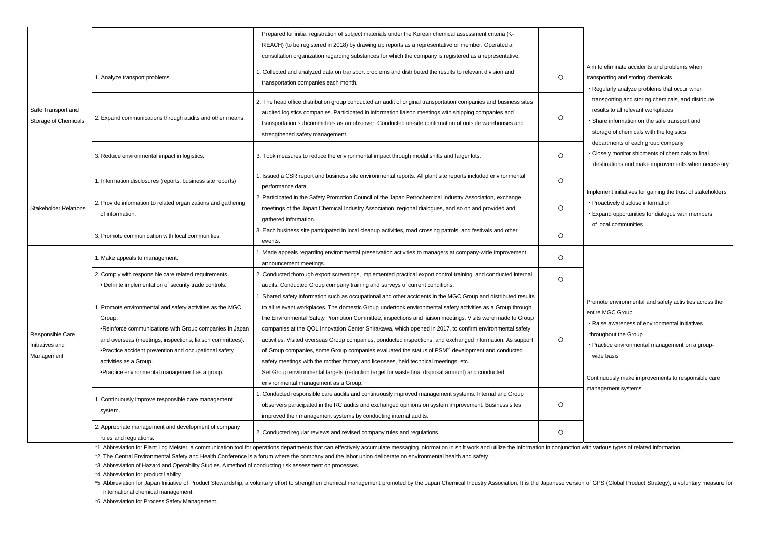| | | | | |
|---|---|---|---|---|
| | | Prepared for initial registration of subject materials under the Korean chemical assessment criteria (K-REACH) (to be registered in 2018) by drawing up reports as a representative or member. Operated a consultation organization regarding substances for which the company is registered as a representative. | | |
| Safe Transport and Storage of Chemicals | 1. Analyze transport problems. | 1. Collected and analyzed data on transport problems and distributed the results to relevant division and transportation companies each month. | ○ | Aim to eliminate accidents and problems when transporting and storing chemicals<br>・Regularly analyze problems that occur when transporting and storing chemicals, and distribute results to all relevant workplaces<br>・Share information on the safe transport and storage of chemicals with the logistics departments of each group company<br>・Closely monitor shipments of chemicals to final destinations and make improvements when necessary |
| | 2. Expand communications through audits and other means. | 2. The head office distribution group conducted an audit of original transportation companies and business sites audited logistics companies. Participated in information liaison meetings with shipping companies and transportation subcommittees as an observer. Conducted on-site confirmation of outside warehouses and strengthened safety management. | ○ | |
| | 3. Reduce environmental impact in logistics. | 3. Took measures to reduce the environmental impact through modal shifts and larger lots. | ○ | |
| Stakeholder Relations | 1. Information disclosures (reports, business site reports) | 1. Issued a CSR report and business site environmental reports. All plant site reports included environmental performance data. | ○ | Implement initiatives for gaining the trust of stakeholders<br>・Proactively disclose information<br>・Expand opportunities for dialogue with members of local communities |
| | 2. Provide information to related organizations and gathering of information. | 2. Participated in the Safety Promotion Council of the Japan Petrochemical Industry Association, exchange meetings of the Japan Chemical Industry Association, regional dialogues, and so on and provided and gathered information. | ○ | |
| | 3. Promote communication with local communities. | 3. Each business site participated in local cleanup activities, road crossing patrols, and festivals and other events. | ○ | |
| Responsible Care Initiatives and Management | 1. Make appeals to management. | 1. Made appeals regarding environmental preservation activities to managers at company-wide improvement announcement meetings. | ○ | Promote environmental and safety activities across the entire MGC Group<br>・Raise awareness of environmental initiatives throughout the Group<br>・Practice environmental management on a group-wide basis<br><br>Continuously make improvements to responsible care management systems |
| | 2. Comply with responsible care related requirements.<br>• Definite implementation of security trade controls. | 2. Conducted thorough export screenings, implemented practical export control training, and conducted internal audits. Conducted Group company training and surveys of current conditions. | ○ | |
| | 1. Promote environmental and safety activities as the MGC Group.<br>•Reinforce communications with Group companies in Japan and overseas (meetings, inspections, liaison committees).<br>•Practice accident prevention and occupational safety activities as a Group.<br>•Practice environmental management as a group. | 1. Shared safety information such as occupational and other accidents in the MGC Group and distributed results to all relevant workplaces. The domestic Group undertook environmental safety activities as a Group through the Environmental Safety Promotion Committee, inspections and liaison meetings. Visits were made to Group companies at the QOL Innovation Center Shirakawa, which opened in 2017, to confirm environmental safety activities. Visited overseas Group companies, conducted inspections, and exchanged information. As support of Group companies, some Group companies evaluated the status of PSM[*6] development and conducted safety meetings with the mother factory and licensees, held technical meetings, etc.<br>Set Group environmental targets (reduction target for waste final disposal amount) and conducted environmental management as a Group. | ○ | |
| | 1. Continuously improve responsible care management system. | 1. Conducted responsible care audits and continuously improved management systems. Internal and Group observers participated in the RC audits and exchanged opinions on system improvement. Business sites improved their management systems by conducting internal audits. | ○ | |
| | 2. Appropriate management and development of company rules and regulations. | 2. Conducted regular reviews and revised company rules and regulations. | ○ | |

*1. Abbreviation for Plant Log Meister, a communication tool for operations departments that can effectively accumulate messaging information in shift work and utilize the information in conjunction with various types of related information.

*2. The Central Environmental Safety and Health Conference is a forum where the company and the labor union deliberate on environmental health and safety.

*3. Abbreviation of Hazard and Operability Studies. A method of conducting risk assessment on processes.

*4. Abbreviation for product liability.

*5. Abbreviation for Japan Initiative of Product Stewardship, a voluntary effort to strengthen chemical management promoted by the Japan Chemical Industry Association. It is the Japanese version of GPS (Global Product Strategy), a voluntary measure for international chemical management.

*6. Abbreviation for Process Safety Management.